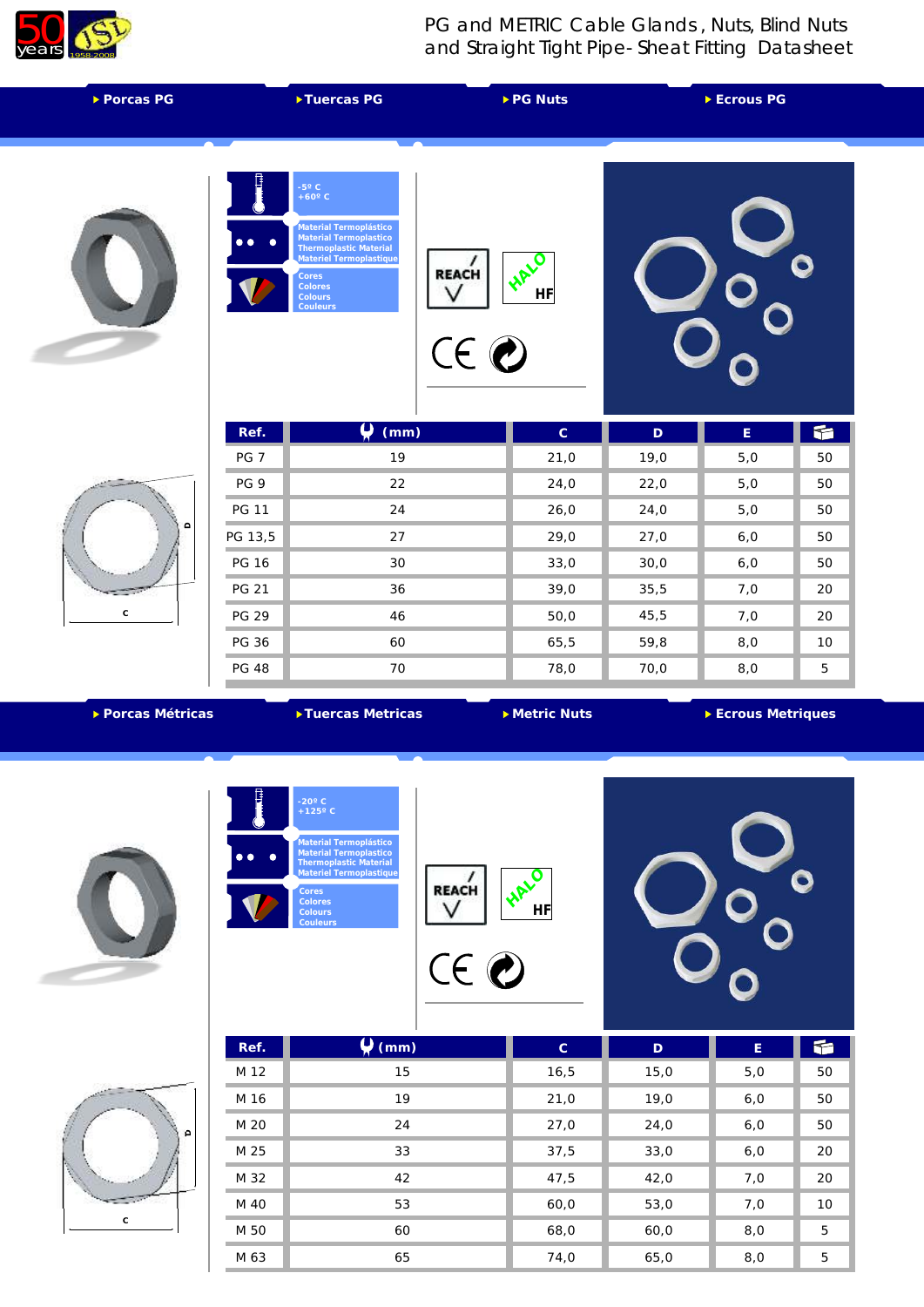# PG and METRIC Cable Glands, Nuts, Blind Nuts and Straight Tight Pipe-Sheat Fitting Datasheet

## Porcas PG / Tuercas PG / PG Nuts / Ecrous PG

-5º C
+60º C

Material Termoplástico
Material Termoplastico
Thermoplastic Material
Materiel Termoplastique

Cores
Colores
Colours
Couleurs

REACH
HALO HF

| Ref. | (mm) | C | D | E | |
|---|---|---|---|---|---|
| PG 7 | 19 | 21,0 | 19,0 | 5,0 | 50 |
| PG 9 | 22 | 24,0 | 22,0 | 5,0 | 50 |
| PG 11 | 24 | 26,0 | 24,0 | 5,0 | 50 |
| PG 13,5 | 27 | 29,0 | 27,0 | 6,0 | 50 |
| PG 16 | 30 | 33,0 | 30,0 | 6,0 | 50 |
| PG 21 | 36 | 39,0 | 35,5 | 7,0 | 20 |
| PG 29 | 46 | 50,0 | 45,5 | 7,0 | 20 |
| PG 36 | 60 | 65,5 | 59,8 | 8,0 | 10 |
| PG 48 | 70 | 78,0 | 70,0 | 8,0 | 5 |

## Porcas Métricas / Tuercas Metricas / Metric Nuts / Ecrous Metriques

-20º C
+125º C

Material Termoplástico
Material Termoplastico
Thermoplastic Material
Materiel Termoplastique

Cores
Colores
Colours
Couleurs

REACH
HALO HF

| Ref. | (mm) | C | D | E | |
|---|---|---|---|---|---|
| M 12 | 15 | 16,5 | 15,0 | 5,0 | 50 |
| M 16 | 19 | 21,0 | 19,0 | 6,0 | 50 |
| M 20 | 24 | 27,0 | 24,0 | 6,0 | 50 |
| M 25 | 33 | 37,5 | 33,0 | 6,0 | 20 |
| M 32 | 42 | 47,5 | 42,0 | 7,0 | 20 |
| M 40 | 53 | 60,0 | 53,0 | 7,0 | 10 |
| M 50 | 60 | 68,0 | 60,0 | 8,0 | 5 |
| M 63 | 65 | 74,0 | 65,0 | 8,0 | 5 |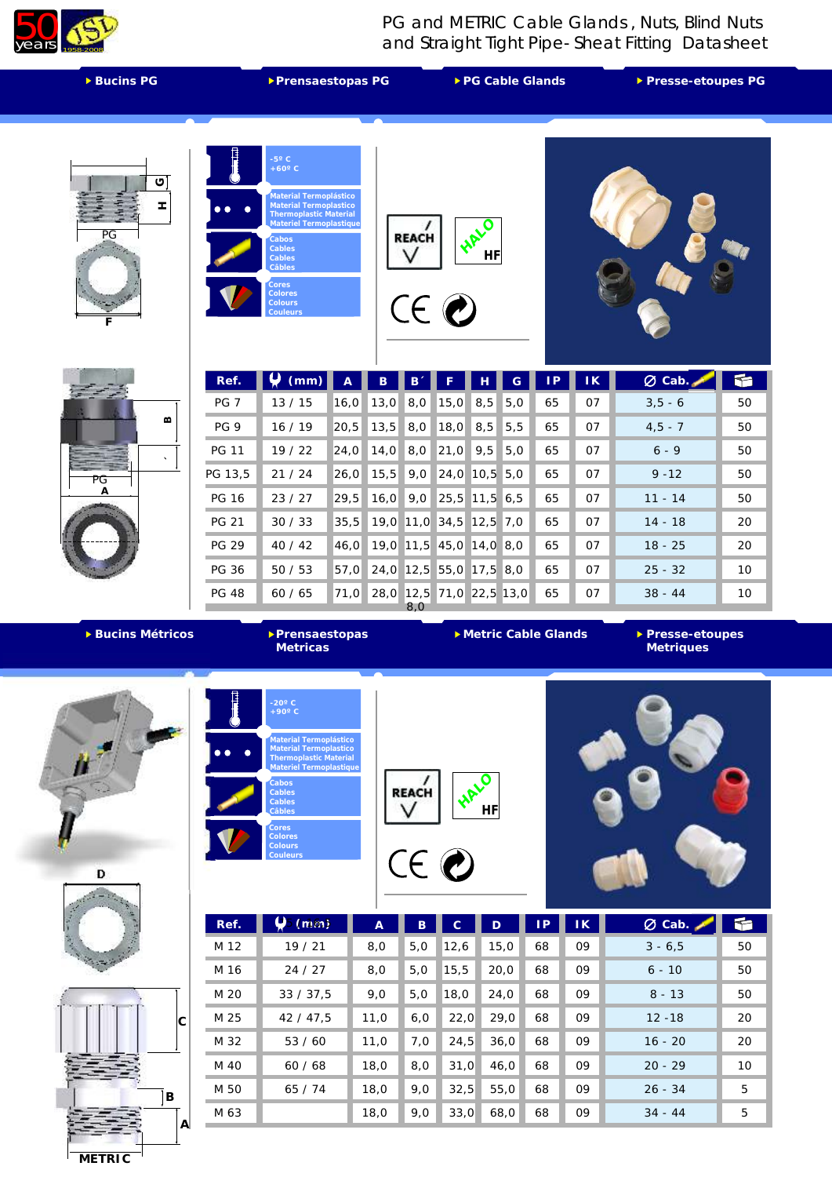PG and METRIC Cable Glands, Nuts, Blind Nuts and Straight Tight Pipe- Sheat Fitting Datasheet

## ▸ Bucins PG ▸ Prensaestopas PG ▸ PG Cable Glands ▸ Presse-etoupes PG

-5º C
+60º C

Material Termoplástico
Material Termoplastico
Thermoplastic Material
Materiel Termoplastique

Cabos
Cables
Cables
Câbles

Cores
Colores
Colours
Couleurs

REACH

HALO HF

CE

| Ref. | (mm) | A | B | B´ | F | H | G | IP | IK | Ø Cab. | |
|---|---|---|---|---|---|---|---|---|---|---|---|
| PG 7 | 13 / 15 | 16,0 | 13,0 | 8,0 | 15,0 | 8,5 | 5,0 | 65 | 07 | 3,5 - 6 | 50 |
| PG 9 | 16 / 19 | 20,5 | 13,5 | 8,0 | 18,0 | 8,5 | 5,5 | 65 | 07 | 4,5 - 7 | 50 |
| PG 11 | 19 / 22 | 24,0 | 14,0 | 8,0 | 21,0 | 9,5 | 5,0 | 65 | 07 | 6 - 9 | 50 |
| PG 13,5 | 21 / 24 | 26,0 | 15,5 | 9,0 | 24,0 | 10,5 | 5,0 | 65 | 07 | 9 -12 | 50 |
| PG 16 | 23 / 27 | 29,5 | 16,0 | 9,0 | 25,5 | 11,5 | 6,5 | 65 | 07 | 11 - 14 | 50 |
| PG 21 | 30 / 33 | 35,5 | 19,0 | 11,0 | 34,5 | 12,5 | 7,0 | 65 | 07 | 14 - 18 | 20 |
| PG 29 | 40 / 42 | 46,0 | 19,0 | 11,5 | 45,0 | 14,0 | 8,0 | 65 | 07 | 18 - 25 | 20 |
| PG 36 | 50 / 53 | 57,0 | 24,0 | 12,5 | 55,0 | 17,5 | 8,0 | 65 | 07 | 25 - 32 | 10 |
| PG 48 | 60 / 65 | 71,0 | 28,0 | 12,5 8,0 | 71,0 | 22,5 | 13,0 | 65 | 07 | 38 - 44 | 10 |

## ▸ Bucins Métricos ▸ Prensaestopas Metricas ▸ Metric Cable Glands ▸ Presse-etoupes Metriques

-20º C
+90º C

Material Termoplástico
Material Termoplastico
Thermoplastic Material
Materiel Termoplastique

Cabos
Cables
Cables
Câbles

Cores
Colores
Colours
Couleurs

REACH

HALO HF

CE

| Ref. | (mm) | A | B | C | D | IP | IK | Ø Cab. | |
|---|---|---|---|---|---|---|---|---|---|
| M 12 | 19 / 21 | 8,0 | 5,0 | 12,6 | 15,0 | 68 | 09 | 3 - 6,5 | 50 |
| M 16 | 24 / 27 | 8,0 | 5,0 | 15,5 | 20,0 | 68 | 09 | 6 - 10 | 50 |
| M 20 | 33 / 37,5 | 9,0 | 5,0 | 18,0 | 24,0 | 68 | 09 | 8 - 13 | 50 |
| M 25 | 42 / 47,5 | 11,0 | 6,0 | 22,0 | 29,0 | 68 | 09 | 12 -18 | 20 |
| M 32 | 53 / 60 | 11,0 | 7,0 | 24,5 | 36,0 | 68 | 09 | 16 - 20 | 20 |
| M 40 | 60 / 68 | 18,0 | 8,0 | 31,0 | 46,0 | 68 | 09 | 20 - 29 | 10 |
| M 50 | 65 / 74 | 18,0 | 9,0 | 32,5 | 55,0 | 68 | 09 | 26 - 34 | 5 |
| M 63 | | 18,0 | 9,0 | 33,0 | 68,0 | 68 | 09 | 34 - 44 | 5 |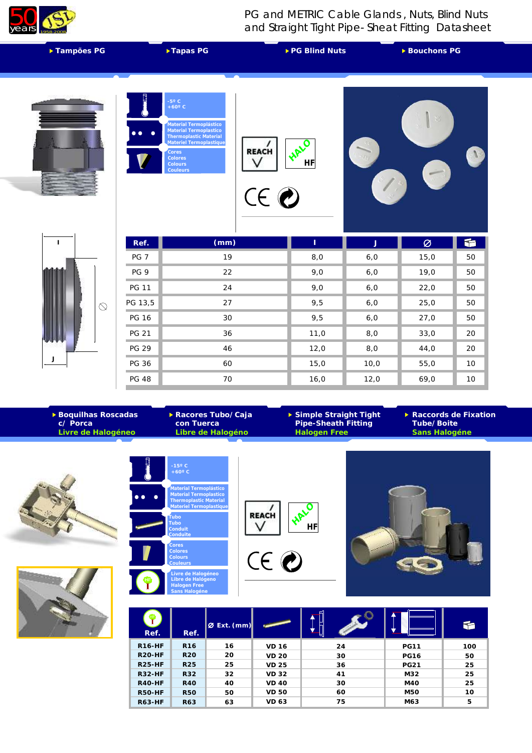# PG and METRIC Cable Glands, Nuts, Blind Nuts and Straight Tight Pipe-Sheat Fitting Datasheet

## Tampões PG | Tapas PG | PG Blind Nuts | Bouchons PG

-5º C
+60º C

Material Termoplástico
Material Termoplastico
Thermoplastic Material
Materiel Termoplastique

Cores
Colores
Colours
Couleurs

REACH

HALO HF

CE

| Ref. | (mm) | I | J | Ø | |
|---|---|---|---|---|---|
| PG 7 | 19 | 8,0 | 6,0 | 15,0 | 50 |
| PG 9 | 22 | 9,0 | 6,0 | 19,0 | 50 |
| PG 11 | 24 | 9,0 | 6,0 | 22,0 | 50 |
| PG 13,5 | 27 | 9,5 | 6,0 | 25,0 | 50 |
| PG 16 | 30 | 9,5 | 6,0 | 27,0 | 50 |
| PG 21 | 36 | 11,0 | 8,0 | 33,0 | 20 |
| PG 29 | 46 | 12,0 | 8,0 | 44,0 | 20 |
| PG 36 | 60 | 15,0 | 10,0 | 55,0 | 10 |
| PG 48 | 70 | 16,0 | 12,0 | 69,0 | 10 |

## Boquilhas Roscadas c/ Porca Livre de Halogéneo | Racores Tubo/ Caja con Tuerca Libre de Halogéno | Simple Straight Tight Pipe-Sheath Fitting Halogen Free | Raccords de Fixation Tube/ Boite Sans Halogéne

-15º C
+60º C

Material Termoplástico
Material Termoplastico
Thermoplastic Material
Materiel Termoplastique

Tubo
Tubo
Conduit
Conduite

Cores
Colores
Colours
Couleurs

Livre de Halogéneo
Libre de Halógeno
Halogen Free
Sans Halogéne

REACH

HALO HF

CE

| Ref. | Ref. | Ø Ext. (mm) | | | | |
|---|---|---|---|---|---|---|
| R16-HF | R16 | 16 | VD 16 | 24 | PG11 | 100 |
| R20-HF | R20 | 20 | VD 20 | 30 | PG16 | 50 |
| R25-HF | R25 | 25 | VD 25 | 36 | PG21 | 25 |
| R32-HF | R32 | 32 | VD 32 | 41 | M32 | 25 |
| R40-HF | R40 | 40 | VD 40 | 30 | M40 | 25 |
| R50-HF | R50 | 50 | VD 50 | 60 | M50 | 10 |
| R63-HF | R63 | 63 | VD 63 | 75 | M63 | 5 |